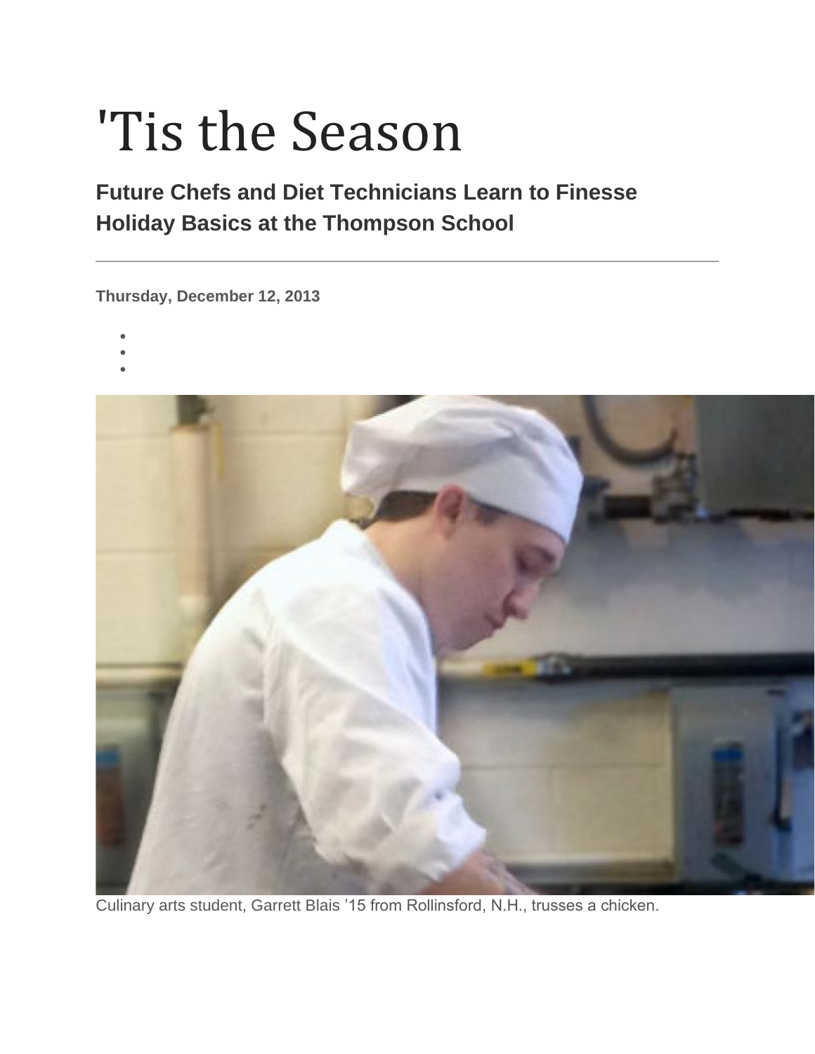# 'Tis the Season

## Future Chefs and Diet Technicians Learn to Finesse Holiday Basics at the Thompson School

---

**Thursday, December 12, 2013**

Culinary arts student, Garrett Blais ’15 from Rollinsford, N.H., trusses a chicken.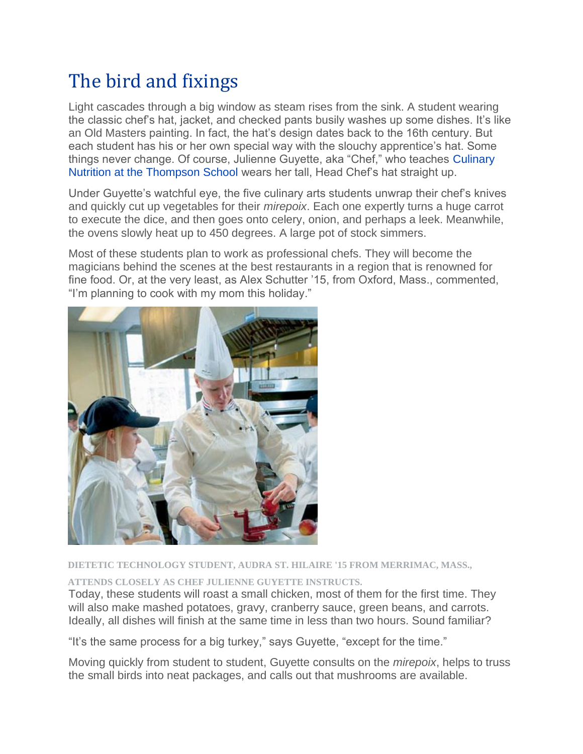## The bird and fixings

Light cascades through a big window as steam rises from the sink. A student wearing the classic chef's hat, jacket, and checked pants busily washes up some dishes. It's like an Old Masters painting. In fact, the hat's design dates back to the 16th century. But each student has his or her own special way with the slouchy apprentice's hat. Some things never change. Of course, Julienne Guyette, aka "Chef," who teaches Culinary Nutrition at the Thompson School wears her tall, Head Chef's hat straight up.

Under Guyette's watchful eye, the five culinary arts students unwrap their chef's knives and quickly cut up vegetables for their *mirepoix*. Each one expertly turns a huge carrot to execute the dice, and then goes onto celery, onion, and perhaps a leek. Meanwhile, the ovens slowly heat up to 450 degrees. A large pot of stock simmers.

Most of these students plan to work as professional chefs. They will become the magicians behind the scenes at the best restaurants in a region that is renowned for fine food. Or, at the very least, as Alex Schutter '15, from Oxford, Mass., commented, "I'm planning to cook with my mom this holiday."

DIETETIC TECHNOLOGY STUDENT, AUDRA ST. HILAIRE '15 FROM MERRIMAC, MASS., ATTENDS CLOSELY AS CHEF JULIENNE GUYETTE INSTRUCTS.

Today, these students will roast a small chicken, most of them for the first time. They will also make mashed potatoes, gravy, cranberry sauce, green beans, and carrots. Ideally, all dishes will finish at the same time in less than two hours. Sound familiar?

"It's the same process for a big turkey," says Guyette, "except for the time."

Moving quickly from student to student, Guyette consults on the *mirepoix*, helps to truss the small birds into neat packages, and calls out that mushrooms are available.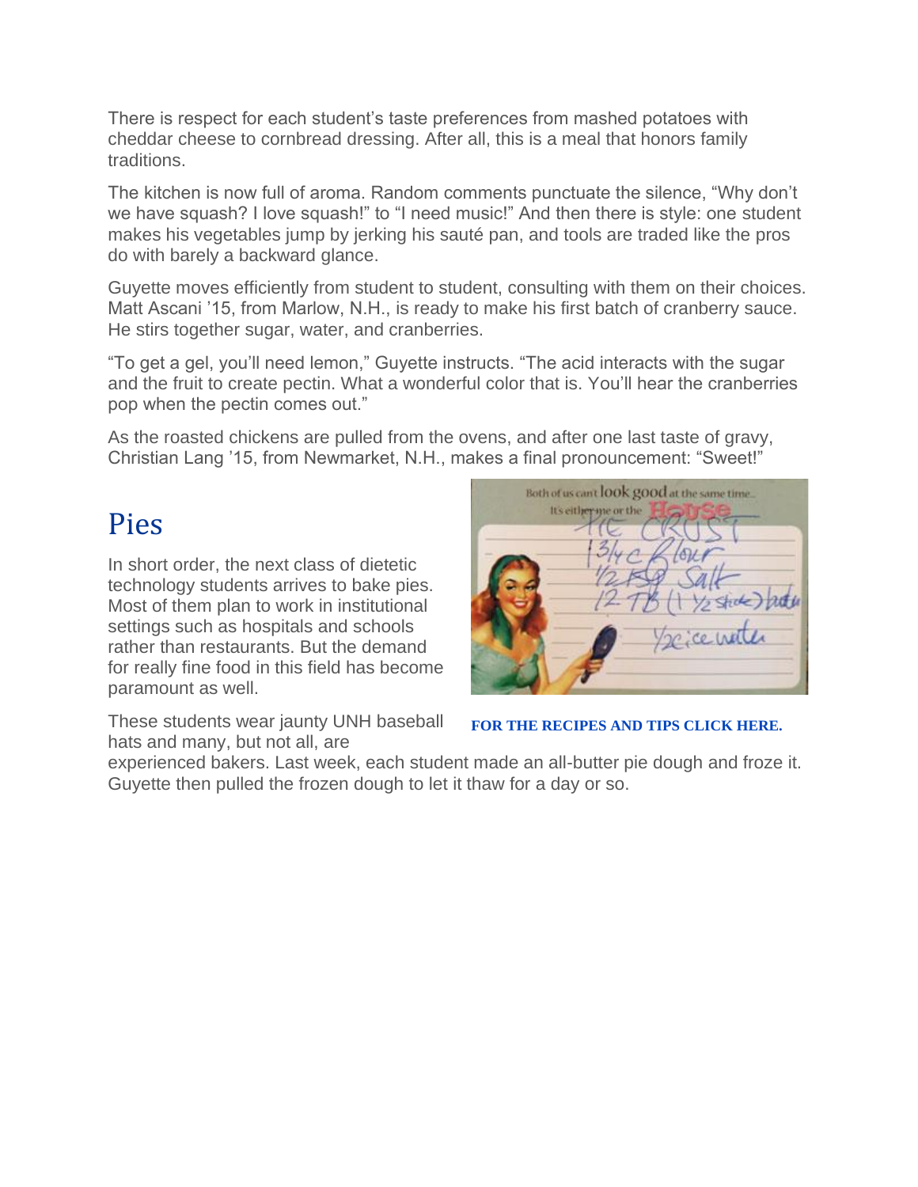There is respect for each student's taste preferences from mashed potatoes with cheddar cheese to cornbread dressing. After all, this is a meal that honors family traditions.

The kitchen is now full of aroma. Random comments punctuate the silence, "Why don't we have squash? I love squash!" to "I need music!" And then there is style: one student makes his vegetables jump by jerking his sauté pan, and tools are traded like the pros do with barely a backward glance.

Guyette moves efficiently from student to student, consulting with them on their choices. Matt Ascani '15, from Marlow, N.H., is ready to make his first batch of cranberry sauce. He stirs together sugar, water, and cranberries.

"To get a gel, you'll need lemon," Guyette instructs. "The acid interacts with the sugar and the fruit to create pectin. What a wonderful color that is. You'll hear the cranberries pop when the pectin comes out."

As the roasted chickens are pulled from the ovens, and after one last taste of gravy, Christian Lang '15, from Newmarket, N.H., makes a final pronouncement: "Sweet!"

## Pies

In short order, the next class of dietetic technology students arrives to bake pies. Most of them plan to work in institutional settings such as hospitals and schools rather than restaurants. But the demand for really fine food in this field has become paramount as well.

These students wear jaunty UNH baseball hats and many, but not all, are experienced bakers. Last week, each student made an all-butter pie dough and froze it. Guyette then pulled the frozen dough to let it thaw for a day or so.

**FOR THE RECIPES AND TIPS CLICK HERE.**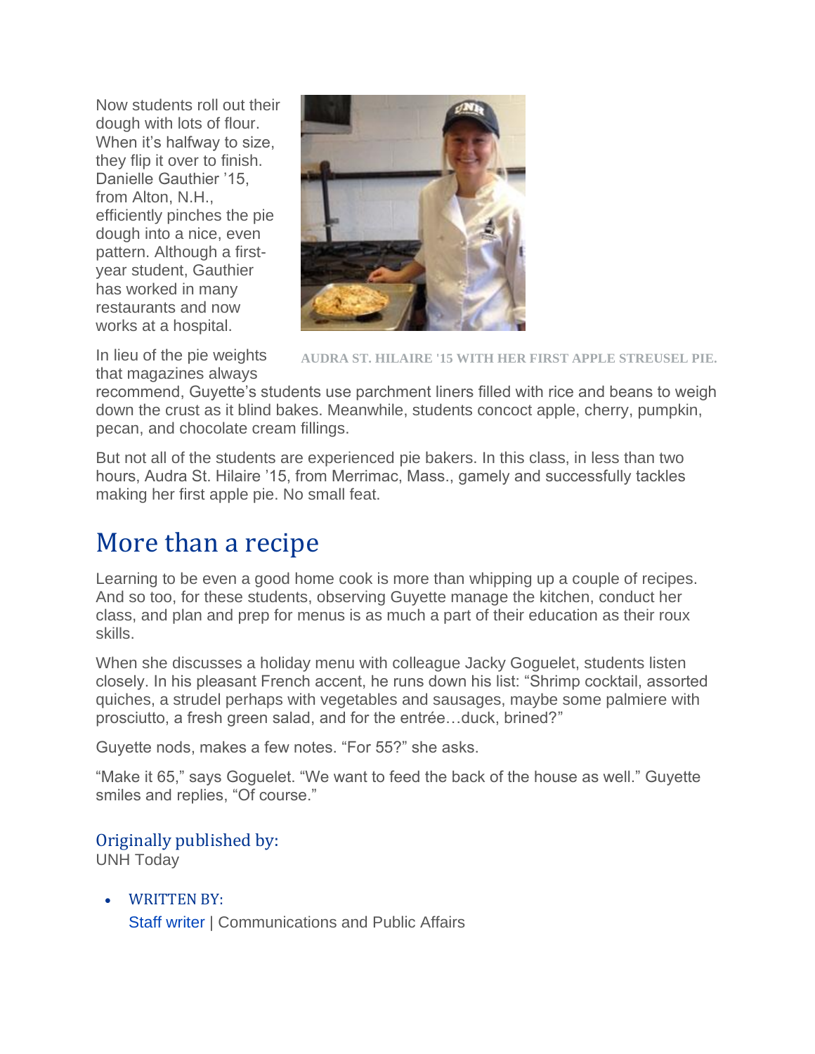Now students roll out their dough with lots of flour. When it's halfway to size, they flip it over to finish. Danielle Gauthier '15, from Alton, N.H., efficiently pinches the pie dough into a nice, even pattern. Although a first-year student, Gauthier has worked in many restaurants and now works at a hospital.

AUDRA ST. HILAIRE '15 WITH HER FIRST APPLE STREUSEL PIE.

In lieu of the pie weights that magazines always recommend, Guyette's students use parchment liners filled with rice and beans to weigh down the crust as it blind bakes. Meanwhile, students concoct apple, cherry, pumpkin, pecan, and chocolate cream fillings.

But not all of the students are experienced pie bakers. In this class, in less than two hours, Audra St. Hilaire '15, from Merrimac, Mass., gamely and successfully tackles making her first apple pie. No small feat.

## More than a recipe

Learning to be even a good home cook is more than whipping up a couple of recipes. And so too, for these students, observing Guyette manage the kitchen, conduct her class, and plan and prep for menus is as much a part of their education as their roux skills.

When she discusses a holiday menu with colleague Jacky Goguelet, students listen closely. In his pleasant French accent, he runs down his list: "Shrimp cocktail, assorted quiches, a strudel perhaps with vegetables and sausages, maybe some palmiere with prosciutto, a fresh green salad, and for the entrée…duck, brined?"

Guyette nods, makes a few notes. "For 55?" she asks.

"Make it 65," says Goguelet. "We want to feed the back of the house as well." Guyette smiles and replies, "Of course."

### Originally published by:

UNH Today

- WRITTEN BY:
  Staff writer | Communications and Public Affairs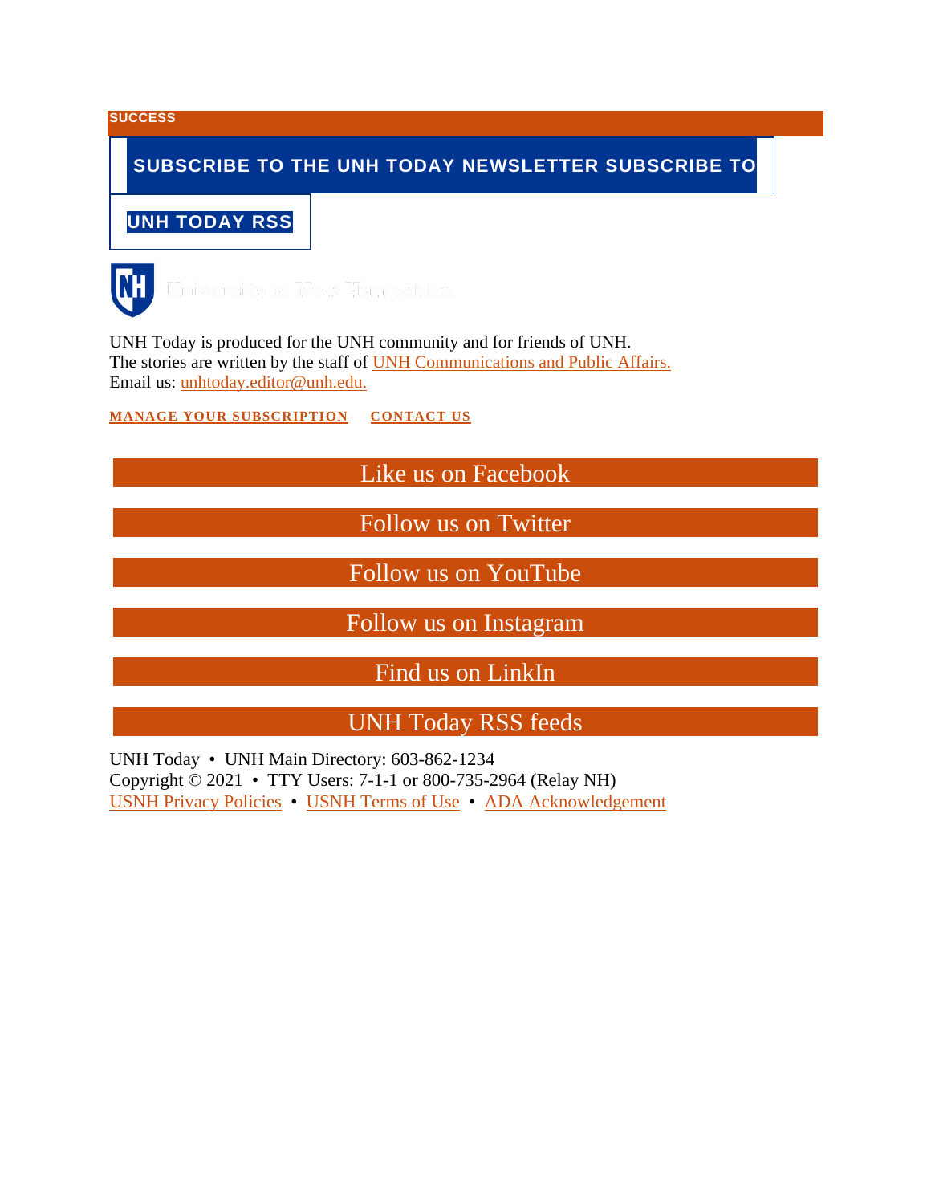SUCCESS

**SUBSCRIBE TO THE UNH TODAY NEWSLETTER SUBSCRIBE TO**

**UNH TODAY RSS**

UNH Today is produced for the UNH community and for friends of UNH.
The stories are written by the staff of UNH Communications and Public Affairs.
Email us: unhtoday.editor@unh.edu.

**MANAGE YOUR SUBSCRIPTION** **CONTACT US**

Like us on Facebook

Follow us on Twitter

Follow us on YouTube

Follow us on Instagram

Find us on LinkIn

UNH Today RSS feeds

UNH Today • UNH Main Directory: 603-862-1234
Copyright © 2021 • TTY Users: 7-1-1 or 800-735-2964 (Relay NH)
USNH Privacy Policies • USNH Terms of Use • ADA Acknowledgement